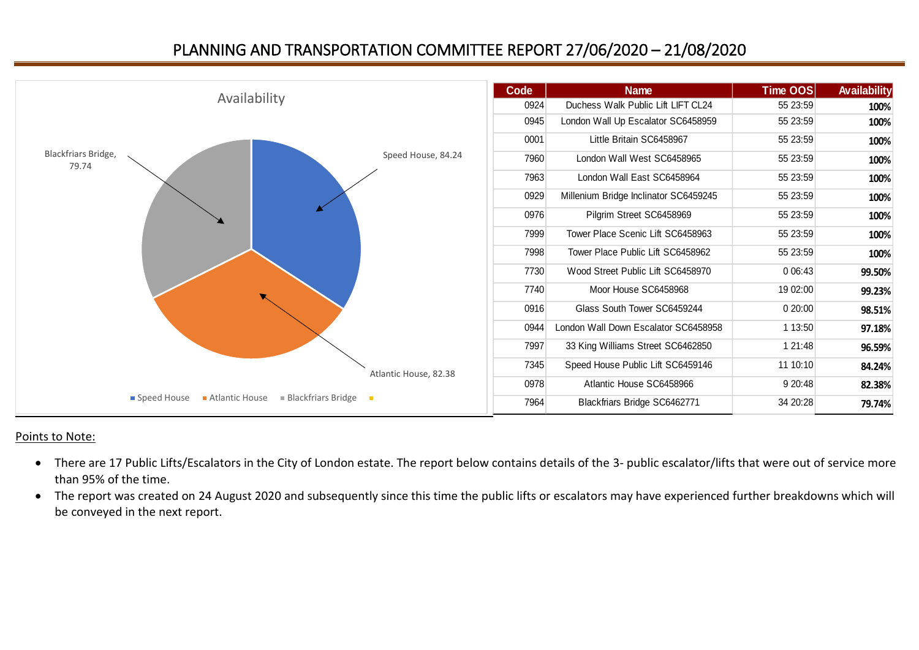# PLANNING AND TRANSPORTATION COMMITTEE REPORT 27/06/2020 – 21/08/2020

Availability

Speed House, 84.24
Atlantic House, 82.38
Blackfriars Bridge, 79.74

Speed House · Atlantic House · Blackfriars Bridge

| Code | Name | Time OOS | Availability |
|---|---|---|---|
| 0924 | Duchess Walk Public Lift LIFT CL24 | 55 23:59 | 100% |
| 0945 | London Wall Up Escalator SC6458959 | 55 23:59 | 100% |
| 0001 | Little Britain SC6458967 | 55 23:59 | 100% |
| 7960 | London Wall West SC6458965 | 55 23:59 | 100% |
| 7963 | London Wall East SC6458964 | 55 23:59 | 100% |
| 0929 | Millenium Bridge Inclinator SC6459245 | 55 23:59 | 100% |
| 0976 | Pilgrim Street SC6458969 | 55 23:59 | 100% |
| 7999 | Tower Place Scenic Lift SC6458963 | 55 23:59 | 100% |
| 7998 | Tower Place Public Lift SC6458962 | 55 23:59 | 100% |
| 7730 | Wood Street Public Lift SC6458970 | 0 06:43 | 99.50% |
| 7740 | Moor House SC6458968 | 19 02:00 | 99.23% |
| 0916 | Glass South Tower SC6459244 | 0 20:00 | 98.51% |
| 0944 | London Wall Down Escalator SC6458958 | 1 13:50 | 97.18% |
| 7997 | 33 King Williams Street SC6462850 | 1 21:48 | 96.59% |
| 7345 | Speed House Public Lift SC6459146 | 11 10:10 | 84.24% |
| 0978 | Atlantic House SC6458966 | 9 20:48 | 82.38% |
| 7964 | Blackfriars Bridge SC6462771 | 34 20:28 | 79.74% |

Points to Note:

- There are 17 Public Lifts/Escalators in the City of London estate. The report below contains details of the 3- public escalator/lifts that were out of service more than 95% of the time.
- The report was created on 24 August 2020 and subsequently since this time the public lifts or escalators may have experienced further breakdowns which will be conveyed in the next report.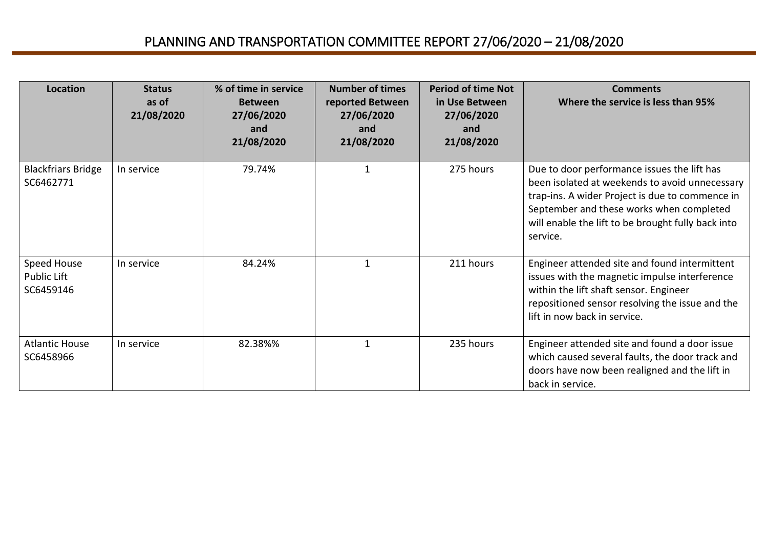# PLANNING AND TRANSPORTATION COMMITTEE REPORT 27/06/2020 – 21/08/2020

| Location | Status as of 21/08/2020 | % of time in service Between 27/06/2020 and 21/08/2020 | Number of times reported Between 27/06/2020 and 21/08/2020 | Period of time Not in Use Between 27/06/2020 and 21/08/2020 | Comments Where the service is less than 95% |
|---|---|---|---|---|---|
| Blackfriars Bridge SC6462771 | In service | 79.74% | 1 | 275 hours | Due to door performance issues the lift has been isolated at weekends to avoid unnecessary trap-ins. A wider Project is due to commence in September and these works when completed will enable the lift to be brought fully back into service. |
| Speed House Public Lift SC6459146 | In service | 84.24% | 1 | 211 hours | Engineer attended site and found intermittent issues with the magnetic impulse interference within the lift shaft sensor. Engineer repositioned sensor resolving the issue and the lift in now back in service. |
| Atlantic House SC6458966 | In service | 82.38%% | 1 | 235 hours | Engineer attended site and found a door issue which caused several faults, the door track and doors have now been realigned and the lift in back in service. |